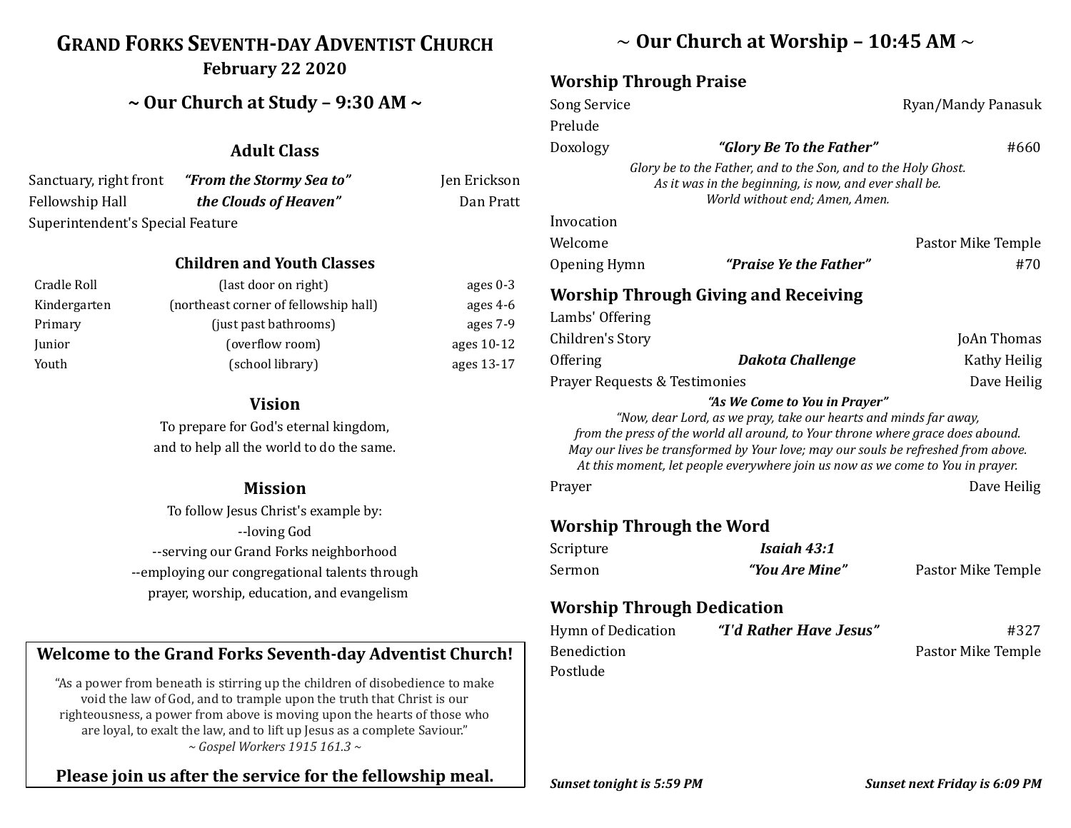# GRAND FORKS SEVENTH-DAY ADVENTIST CHURCH

**February 22 2020**

## ~ Our Church at Study – 9:30 AM ~

### Adult Class

| | | |
|---|---|---|
| Sanctuary, right front | ***"From the Stormy Sea to"*** | Jen Erickson |
| Fellowship Hall | ***the Clouds of Heaven"*** | Dan Pratt |
| Superintendent's Special Feature | | |

### Children and Youth Classes

| | | |
|---|---|---|
| Cradle Roll | (last door on right) | ages 0-3 |
| Kindergarten | (northeast corner of fellowship hall) | ages 4-6 |
| Primary | (just past bathrooms) | ages 7-9 |
| Junior | (overflow room) | ages 10-12 |
| Youth | (school library) | ages 13-17 |

### Vision

To prepare for God's eternal kingdom,
and to help all the world to do the same.

### Mission

To follow Jesus Christ's example by:
--loving God
--serving our Grand Forks neighborhood
--employing our congregational talents through
prayer, worship, education, and evangelism

### Welcome to the Grand Forks Seventh-day Adventist Church!

"As a power from beneath is stirring up the children of disobedience to make void the law of God, and to trample upon the truth that Christ is our righteousness, a power from above is moving upon the hearts of those who are loyal, to exalt the law, and to lift up Jesus as a complete Saviour."
*~ Gospel Workers 1915 161.3 ~*

**Please join us after the service for the fellowship meal.**

## ~ Our Church at Worship – 10:45 AM ~

### Worship Through Praise

| | | |
|---|---|---|
| Song Service | | Ryan/Mandy Panasuk |
| Prelude | | |
| Doxology | ***"Glory Be To the Father"*** | #660 |

*Glory be to the Father, and to the Son, and to the Holy Ghost.*
*As it was in the beginning, is now, and ever shall be.*
*World without end; Amen, Amen.*

| | | |
|---|---|---|
| Invocation | | |
| Welcome | | Pastor Mike Temple |
| Opening Hymn | ***"Praise Ye the Father"*** | #70 |

### Worship Through Giving and Receiving

| | | |
|---|---|---|
| Lambs' Offering | | |
| Children's Story | | JoAn Thomas |
| Offering | ***Dakota Challenge*** | Kathy Heilig |
| Prayer Requests & Testimonies | | Dave Heilig |

***"As We Come to You in Prayer"***
*"Now, dear Lord, as we pray, take our hearts and minds far away,*
*from the press of the world all around, to Your throne where grace does abound.*
*May our lives be transformed by Your love; may our souls be refreshed from above.*
*At this moment, let people everywhere join us now as we come to You in prayer.*

| | | |
|---|---|---|
| Prayer | | Dave Heilig |

### Worship Through the Word

| | | |
|---|---|---|
| Scripture | ***Isaiah 43:1*** | |
| Sermon | ***"You Are Mine"*** | Pastor Mike Temple |

### Worship Through Dedication

| | | |
|---|---|---|
| Hymn of Dedication | ***"I'd Rather Have Jesus"*** | #327 |
| Benediction | | Pastor Mike Temple |
| Postlude | | |

***Sunset tonight is 5:59 PM*** — ***Sunset next Friday is 6:09 PM***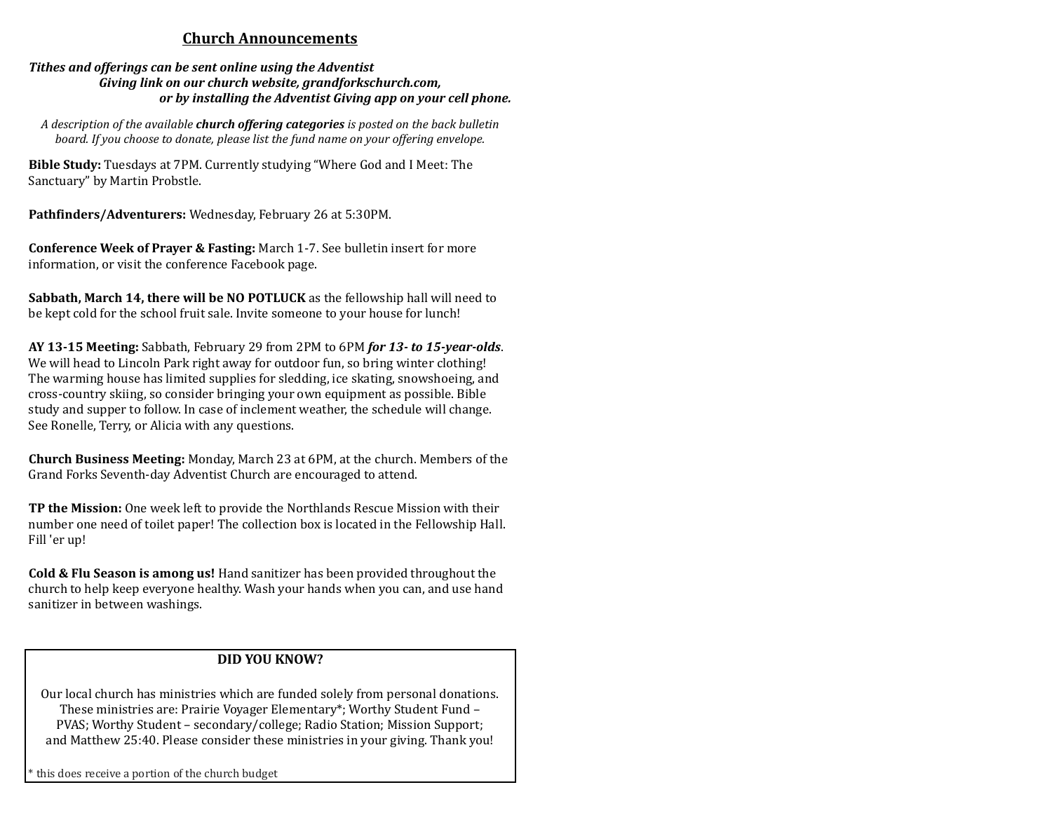## Church Announcements

***Tithes and offerings can be sent online using the Adventist Giving link on our church website, grandforkschurch.com, or by installing the Adventist Giving app on your cell phone.***

*A description of the available **church offering categories** is posted on the back bulletin board. If you choose to donate, please list the fund name on your offering envelope.*

**Bible Study:** Tuesdays at 7PM. Currently studying "Where God and I Meet: The Sanctuary" by Martin Probstle.

**Pathfinders/Adventurers:** Wednesday, February 26 at 5:30PM.

**Conference Week of Prayer & Fasting:** March 1-7. See bulletin insert for more information, or visit the conference Facebook page.

**Sabbath, March 14, there will be NO POTLUCK** as the fellowship hall will need to be kept cold for the school fruit sale. Invite someone to your house for lunch!

**AY 13-15 Meeting:** Sabbath, February 29 from 2PM to 6PM ***for 13- to 15-year-olds***. We will head to Lincoln Park right away for outdoor fun, so bring winter clothing! The warming house has limited supplies for sledding, ice skating, snowshoeing, and cross-country skiing, so consider bringing your own equipment as possible. Bible study and supper to follow. In case of inclement weather, the schedule will change. See Ronelle, Terry, or Alicia with any questions.

**Church Business Meeting:** Monday, March 23 at 6PM, at the church. Members of the Grand Forks Seventh-day Adventist Church are encouraged to attend.

**TP the Mission:** One week left to provide the Northlands Rescue Mission with their number one need of toilet paper! The collection box is located in the Fellowship Hall. Fill 'er up!

**Cold & Flu Season is among us!** Hand sanitizer has been provided throughout the church to help keep everyone healthy. Wash your hands when you can, and use hand sanitizer in between washings.

**DID YOU KNOW?**

Our local church has ministries which are funded solely from personal donations. These ministries are: Prairie Voyager Elementary*; Worthy Student Fund – PVAS; Worthy Student – secondary/college; Radio Station; Mission Support; and Matthew 25:40. Please consider these ministries in your giving. Thank you!

* this does receive a portion of the church budget